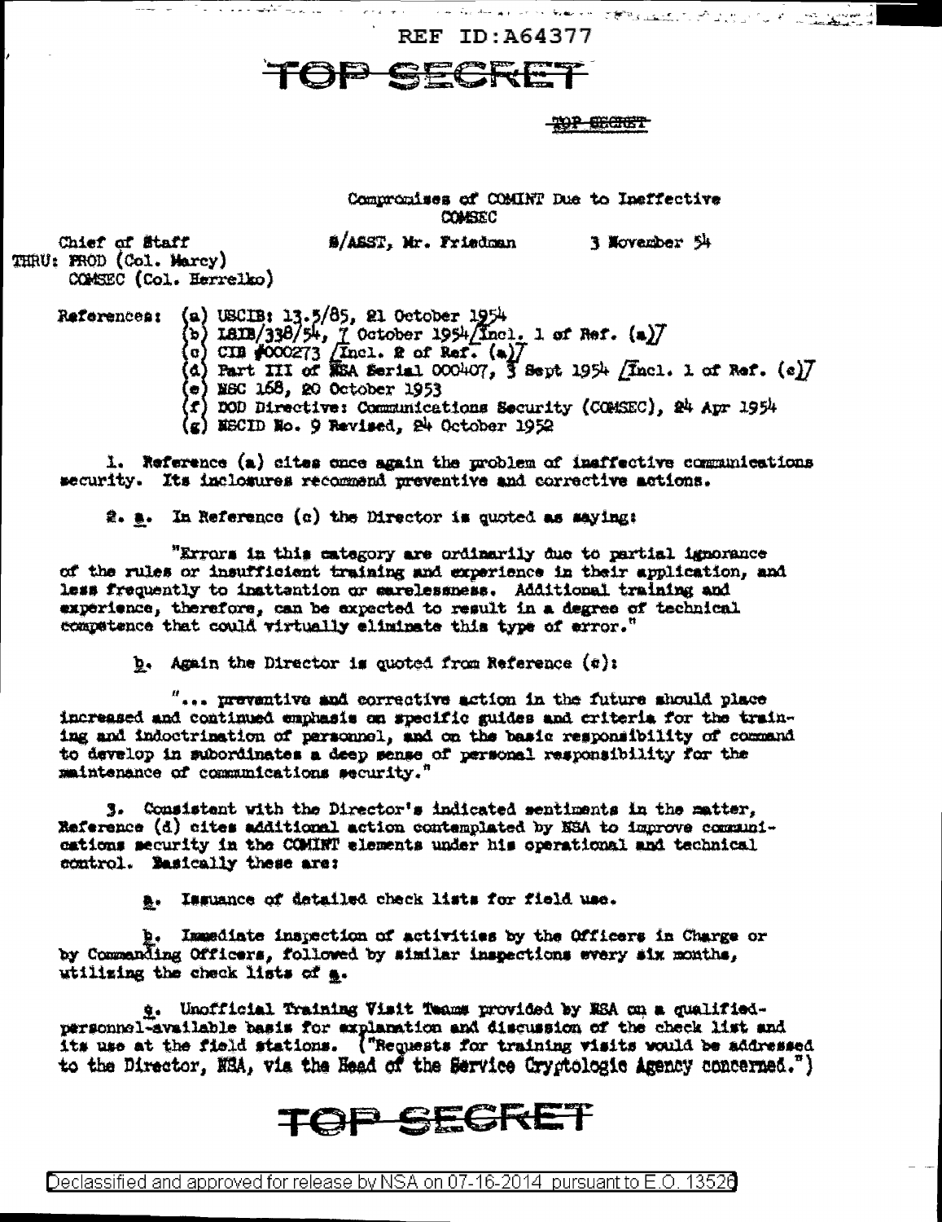REF ID:A64377

TOP SECRET

TOP SECRET

Compromises of COMINT Due to Ineffective COMSEC

Chief of Staff
THRU: PROD (Col. Marcy)
COMSEC (Col. Herrelko)

S/ASST, Mr. Friedman

3 November 54

References:
(a) USCIB: 13.5/85, 21 October 1954
(b) LSIB/338/54, 7 October 1954 [Incl. 1 of Ref. (a)]
(c) CIB #000273 [Incl. 2 of Ref. (a)]
(d) Part III of NSA Serial 000407, 3 Sept 1954 [Incl. 1 of Ref. (c)]
(e) NSC 168, 20 October 1953
(f) DOD Directive: Communications Security (COMSEC), 24 Apr 1954
(g) NSCID No. 9 Revised, 24 October 1952

1. Reference (a) cites once again the problem of ineffective communications security. Its inclosures recommend preventive and corrective actions.

2. a. In Reference (c) the Director is quoted as saying:

"Errors in this category are ordinarily due to partial ignorance of the rules or insufficient training and experience in their application, and less frequently to inattention or carelessness. Additional training and experience, therefore, can be expected to result in a degree of technical competence that could virtually eliminate this type of error."

b. Again the Director is quoted from Reference (c):

"... preventive and corrective action in the future should place increased and continued emphasis on specific guides and criteria for the training and indoctrination of personnel, and on the basic responsibility of command to develop in subordinates a deep sense of personal responsibility for the maintenance of communications security."

3. Consistent with the Director's indicated sentiments in the matter, Reference (d) cites additional action contemplated by NSA to improve communications security in the COMINT elements under his operational and technical control. Basically these are:

a. Issuance of detailed check lists for field use.

b. Immediate inspection of activities by the Officers in Charge or by Commanding Officers, followed by similar inspections every six months, utilizing the check lists of a.

c. Unofficial Training Visit Teams provided by NSA on a qualified-personnel-available basis for explanation and discussion of the check list and its use at the field stations. ("Requests for training visits would be addressed to the Director, NSA, via the Head of the Service Cryptologic Agency concerned.")

TOP SECRET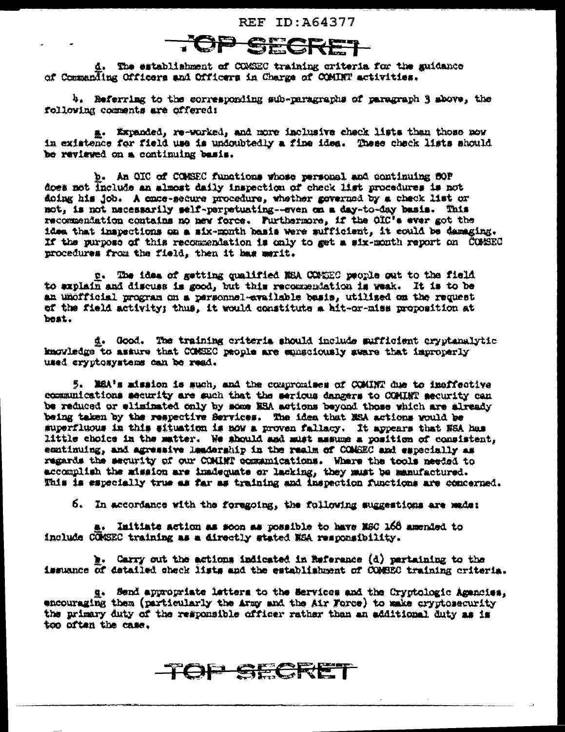d. The establishment of COMSEC training criteria for the guidance of Commanding Officers and Officers in Charge of COMINT activities.

4. Referring to the corresponding sub-paragraphs of paragraph 3 above, the following comments are offered:

a. Expanded, re-worked, and more inclusive check lists than those now in existence for field use is undoubtedly a fine idea. These check lists should be reviewed on a continuing basis.

b. An OIC of COMSEC functions whose personal and continuing SOP does not include an almost daily inspection of check list procedures is not doing his job. A once-secure procedure, whether governed by a check list or not, is not necessarily self-perpetuating--even on a day-to-day basis. This recommendation contains no new force. Furthermore, if the OIC's ever got the idea that inspections on a six-month basis were sufficient, it could be damaging. If the purpose of this recommendation is only to get a six-month report on COMSEC procedures from the field, then it has merit.

c. The idea of getting qualified NSA COMSEC people out to the field to explain and discuss is good, but this recommendation is weak. It is to be an unofficial program on a personnel-available basis, utilized on the request of the field activity; thus, it would constitute a hit-or-miss proposition at best.

d. Good. The training criteria should include sufficient cryptanalytic knowledge to assure that COMSEC people are consciously aware that improperly used cryptosystems can be read.

5. NSA's mission is such, and the compromises of COMINT due to ineffective communications security are such that the serious dangers to COMINT security can be reduced or eliminated only by some NSA actions beyond those which are already being taken by the respective Services. The idea that NSA actions would be superfluous in this situation is now a proven fallacy. It appears that NSA has little choice in the matter. We should and must assume a position of consistent, continuing, and agressive leadership in the realm of COMSEC and especially as regards the security of our COMINT communications. Where the tools needed to accomplish the mission are inadequate or lacking, they must be manufactured. This is especially true as far as training and inspection functions are concerned.

6. In accordance with the foregoing, the following suggestions are made:

a. Initiate action as soon as possible to have NSC 168 amended to include COMSEC training as a directly stated NSA responsibility.

b. Carry out the actions indicated in Reference (d) pertaining to the issuance of detailed check lists and the establishment of COMSEC training criteria.

c. Send appropriate letters to the Services and the Cryptologic Agencies, encouraging them (particularly the Army and the Air Force) to make cryptosecurity the primary duty of the responsible officer rather than an additional duty as is too often the case.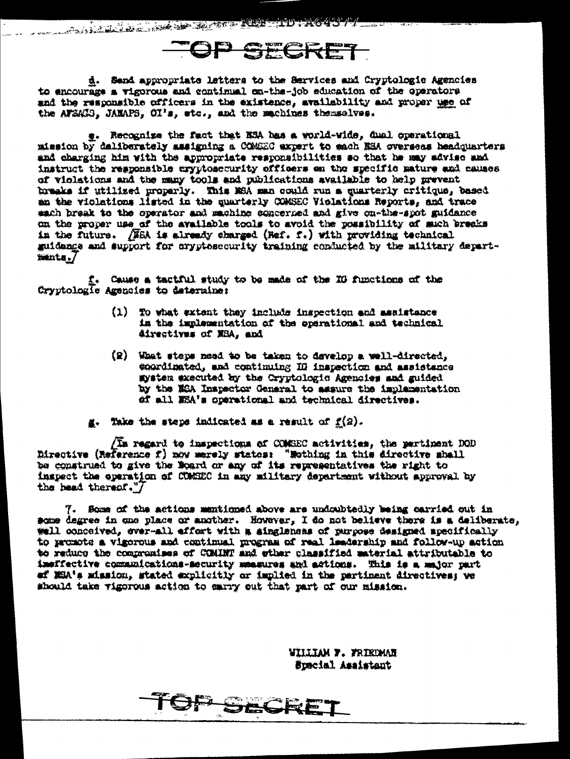TOP SECRET

d. Send appropriate letters to the Services and Cryptologic Agencies to encourage a vigorous and continual on-the-job education of the operators and the responsible officers in the existence, availability and proper use of the AFSAGS, JANAPS, OI's, etc., and the machines themselves.

e. Recognize the fact that NSA has a world-wide, dual operational mission by deliberately assigning a COMSEC expert to each NSA overseas headquarters and charging him with the appropriate responsibilities so that he may advise and instruct the responsible cryptosecurity officers on the specific nature and causes of violations and the many tools and publications available to help prevent breaks if utilized properly. This NSA man could run a quarterly critique, based on the violations listed in the quarterly COMSEC Violations Reports, and trace each break to the operator and machine concerned and give on-the-spot guidance on the proper use of the available tools to avoid the possibility of such breaks in the future. [NSA is already charged (Ref. f.) with providing technical guidance and support for cryptosecurity training conducted by the military departments.]

f. Cause a tactful study to be made of the IG functions of the Cryptologic Agencies to determine:

> (1) To what extent they include inspection and assistance in the implementation of the operational and technical directives of NSA, and
>
> (2) What steps need to be taken to develop a well-directed, coordinated, and continuing IG inspection and assistance system executed by the Cryptologic Agencies and guided by the NSA Inspector General to assure the implementation of all NSA's operational and technical directives.

g. Take the steps indicated as a result of f(2).

[In regard to inspections of COMSEC activities, the pertinent DOD Directive (Reference f) now merely states: "Nothing in this directive shall be construed to give the Board or any of its representatives the right to inspect the operation of COMSEC in any military department without approval by the head thereof."]

7. Some of the actions mentioned above are undoubtedly being carried out in some degree in one place or another. However, I do not believe there is a deliberate, well conceived, over-all effort with a singleness of purpose designed specifically to promote a vigorous and continual program of real leadership and follow-up action to reduce the compromises of COMINT and other classified material attributable to ineffective communications-security measures and actions. This is a major part of NSA's mission, stated explicitly or implied in the pertinent directives; we should take vigorous action to carry out that part of our mission.

WILLIAM F. FRIEDMAN
Special Assistant

TOP SECRET